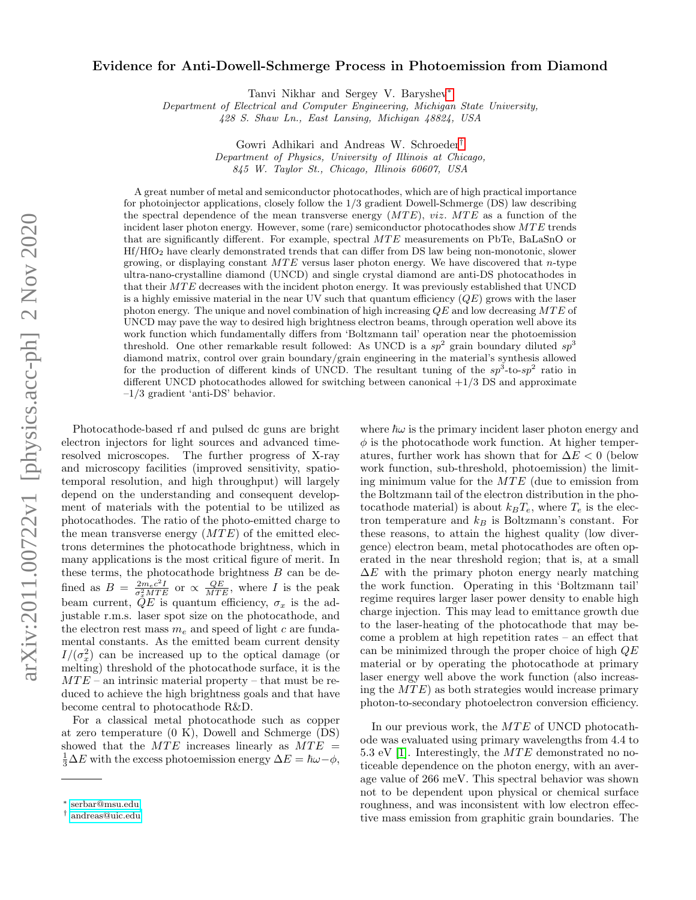# Evidence for Anti-Dowell-Schmerge Process in Photoemission from Diamond

Tanvi Nikhar and Sergey V. Baryshev*

*Department of Electrical and Computer Engineering, Michigan State University, 428 S. Shaw Ln., East Lansing, Michigan 48824, USA*

Gowri Adhikari and Andreas W. Schroeder†

*Department of Physics, University of Illinois at Chicago, 845 W. Taylor St., Chicago, Illinois 60607, USA*

A great number of metal and semiconductor photocathodes, which are of high practical importance for photoinjector applications, closely follow the 1/3 gradient Dowell-Schmerge (DS) law describing the spectral dependence of the mean transverse energy ($MTE$), *viz.* $MTE$ as a function of the incident laser photon energy. However, some (rare) semiconductor photocathodes show $MTE$ trends that are significantly different. For example, spectral $MTE$ measurements on PbTe, BaLaSnO or Hf/$HfO_2$ have clearly demonstrated trends that can differ from DS law being non-monotonic, slower growing, or displaying constant $MTE$ versus laser photon energy. We have discovered that $n$-type ultra-nano-crystalline diamond (UNCD) and single crystal diamond are anti-DS photocathodes in that their $MTE$ decreases with the incident photon energy. It was previously established that UNCD is a highly emissive material in the near UV such that quantum efficiency ($QE$) grows with the laser photon energy. The unique and novel combination of high increasing $QE$ and low decreasing $MTE$ of UNCD may pave the way to desired high brightness electron beams, through operation well above its work function which fundamentally differs from 'Boltzmann tail' operation near the photoemission threshold. One other remarkable result followed: As UNCD is a $sp^2$ grain boundary diluted $sp^3$ diamond matrix, control over grain boundary/grain engineering in the material's synthesis allowed for the production of different kinds of UNCD. The resultant tuning of the $sp^3$-to-$sp^2$ ratio in different UNCD photocathodes allowed for switching between canonical +1/3 DS and approximate –1/3 gradient 'anti-DS' behavior.

Photocathode-based rf and pulsed dc guns are bright electron injectors for light sources and advanced time-resolved microscopes. The further progress of X-ray and microscopy facilities (improved sensitivity, spatio-temporal resolution, and high throughput) will largely depend on the understanding and consequent development of materials with the potential to be utilized as photocathodes. The ratio of the photo-emitted charge to the mean transverse energy ($MTE$) of the emitted electrons determines the photocathode brightness, which in many applications is the most critical figure of merit. In these terms, the photocathode brightness $B$ can be defined as $B = \frac{2m_e c^2 I}{\sigma_x^2 MTE}$ or $\propto \frac{QE}{MTE}$, where $I$ is the peak beam current, $QE$ is quantum efficiency, $\sigma_x$ is the adjustable r.m.s. laser spot size on the photocathode, and the electron rest mass $m_e$ and speed of light $c$ are fundamental constants. As the emitted beam current density $I/(\sigma_x^2)$ can be increased up to the optical damage (or melting) threshold of the photocathode surface, it is the $MTE$ – an intrinsic material property – that must be reduced to achieve the high brightness goals and that have become central to photocathode R&D.

For a classical metal photocathode such as copper at zero temperature (0 K), Dowell and Schmerge (DS) showed that the $MTE$ increases linearly as $MTE = \frac{1}{3}\Delta E$ with the excess photoemission energy $\Delta E = \hbar\omega - \phi$, where $\hbar\omega$ is the primary incident laser photon energy and $\phi$ is the photocathode work function. At higher temperatures, further work has shown that for $\Delta E < 0$ (below work function, sub-threshold, photoemission) the limiting minimum value for the $MTE$ (due to emission from the Boltzmann tail of the electron distribution in the photocathode material) is about $k_B T_e$, where $T_e$ is the electron temperature and $k_B$ is Boltzmann's constant. For these reasons, to attain the highest quality (low divergence) electron beam, metal photocathodes are often operated in the near threshold region; that is, at a small $\Delta E$ with the primary photon energy nearly matching the work function. Operating in this 'Boltzmann tail' regime requires larger laser power density to enable high charge injection. This may lead to emittance growth due to the laser-heating of the photocathode that may become a problem at high repetition rates – an effect that can be minimized through the proper choice of high $QE$ material or by operating the photocathode at primary laser energy well above the work function (also increasing the $MTE$) as both strategies would increase primary photon-to-secondary photoelectron conversion efficiency.

In our previous work, the $MTE$ of UNCD photocathode was evaluated using primary wavelengths from 4.4 to 5.3 eV [1]. Interestingly, the $MTE$ demonstrated no noticeable dependence on the photon energy, with an average value of 266 meV. This spectral behavior was shown not to be dependent upon physical or chemical surface roughness, and was inconsistent with low electron effective mass emission from graphitic grain boundaries. The

* serbar@msu.edu
† andreas@uic.edu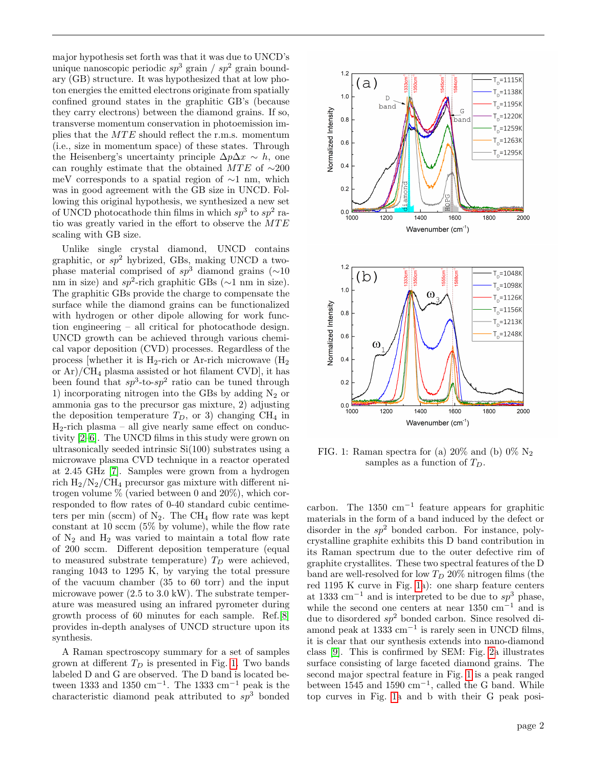major hypothesis set forth was that it was due to UNCD's unique nanoscopic periodic $sp^3$ grain / $sp^2$ grain boundary (GB) structure. It was hypothesized that at low photon energies the emitted electrons originate from spatially confined ground states in the graphitic GB's (because they carry electrons) between the diamond grains. If so, transverse momentum conservation in photoemission implies that the $MTE$ should reflect the r.m.s. momentum (i.e., size in momentum space) of these states. Through the Heisenberg's uncertainty principle $\Delta p \Delta x \sim h$, one can roughly estimate that the obtained $MTE$ of ∼200 meV corresponds to a spatial region of ∼1 nm, which was in good agreement with the GB size in UNCD. Following this original hypothesis, we synthesized a new set of UNCD photocathode thin films in which $sp^3$ to $sp^2$ ratio was greatly varied in the effort to observe the $MTE$ scaling with GB size.

Unlike single crystal diamond, UNCD contains graphitic, or $sp^2$ hybrized, GBs, making UNCD a two-phase material comprised of $sp^3$ diamond grains (∼10 nm in size) and $sp^2$-rich graphitic GBs (∼1 nm in size). The graphitic GBs provide the charge to compensate the surface while the diamond grains can be functionalized with hydrogen or other dipole allowing for work function engineering – all critical for photocathode design. UNCD growth can be achieved through various chemical vapor deposition (CVD) processes. Regardless of the process [whether it is $H_2$-rich or Ar-rich microwave ($H_2$ or Ar)/$CH_4$ plasma assisted or hot filament CVD], it has been found that $sp^3$-to-$sp^2$ ratio can be tuned through 1) incorporating nitrogen into the GBs by adding $N_2$ or ammonia gas to the precursor gas mixture, 2) adjusting the deposition temperature $T_D$, or 3) changing $CH_4$ in $H_2$-rich plasma – all give nearly same effect on conductivity [2–6]. The UNCD films in this study were grown on ultrasonically seeded intrinsic Si(100) substrates using a microwave plasma CVD technique in a reactor operated at 2.45 GHz [7]. Samples were grown from a hydrogen rich $H_2/N_2/CH_4$ precursor gas mixture with different nitrogen volume % (varied between 0 and 20%), which corresponded to flow rates of 0-40 standard cubic centimeters per min (sccm) of $N_2$. The $CH_4$ flow rate was kept constant at 10 sccm (5% by volume), while the flow rate of $N_2$ and $H_2$ was varied to maintain a total flow rate of 200 sccm. Different deposition temperature (equal to measured substrate temperature) $T_D$ were achieved, ranging 1043 to 1295 K, by varying the total pressure of the vacuum chamber (35 to 60 torr) and the input microwave power (2.5 to 3.0 kW). The substrate temperature was measured using an infrared pyrometer during growth process of 60 minutes for each sample. Ref. [8] provides in-depth analyses of UNCD structure upon its synthesis.

A Raman spectroscopy summary for a set of samples grown at different $T_D$ is presented in Fig. 1. Two bands labeled D and G are observed. The D band is located between 1333 and 1350 cm$^{-1}$. The 1333 cm$^{-1}$ peak is the characteristic diamond peak attributed to $sp^3$ bonded carbon. The 1350 cm$^{-1}$ feature appears for graphitic materials in the form of a band induced by the defect or disorder in the $sp^2$ bonded carbon. For instance, polycrystalline graphite exhibits this D band contribution in its Raman spectrum due to the outer defective rim of graphite crystallites. These two spectral features of the D band are well-resolved for low $T_D$ 20% nitrogen films (the red 1195 K curve in Fig. 1a): one sharp feature centers at 1333 cm$^{-1}$ and is interpreted to be due to $sp^3$ phase, while the second one centers at near 1350 cm$^{-1}$ and is due to disordered $sp^2$ bonded carbon. Since resolved diamond peak at 1333 cm$^{-1}$ is rarely seen in UNCD films, it is clear that our synthesis extends into nano-diamond class [9]. This is confirmed by SEM: Fig. 2a illustrates surface consisting of large faceted diamond grains. The second major spectral feature in Fig. 1 is a peak ranged between 1545 and 1590 cm$^{-1}$, called the G band. While top curves in Fig. 1a and b with their G peak posi-

FIG. 1: Raman spectra for (a) 20% and (b) 0% $N_2$ samples as a function of $T_D$.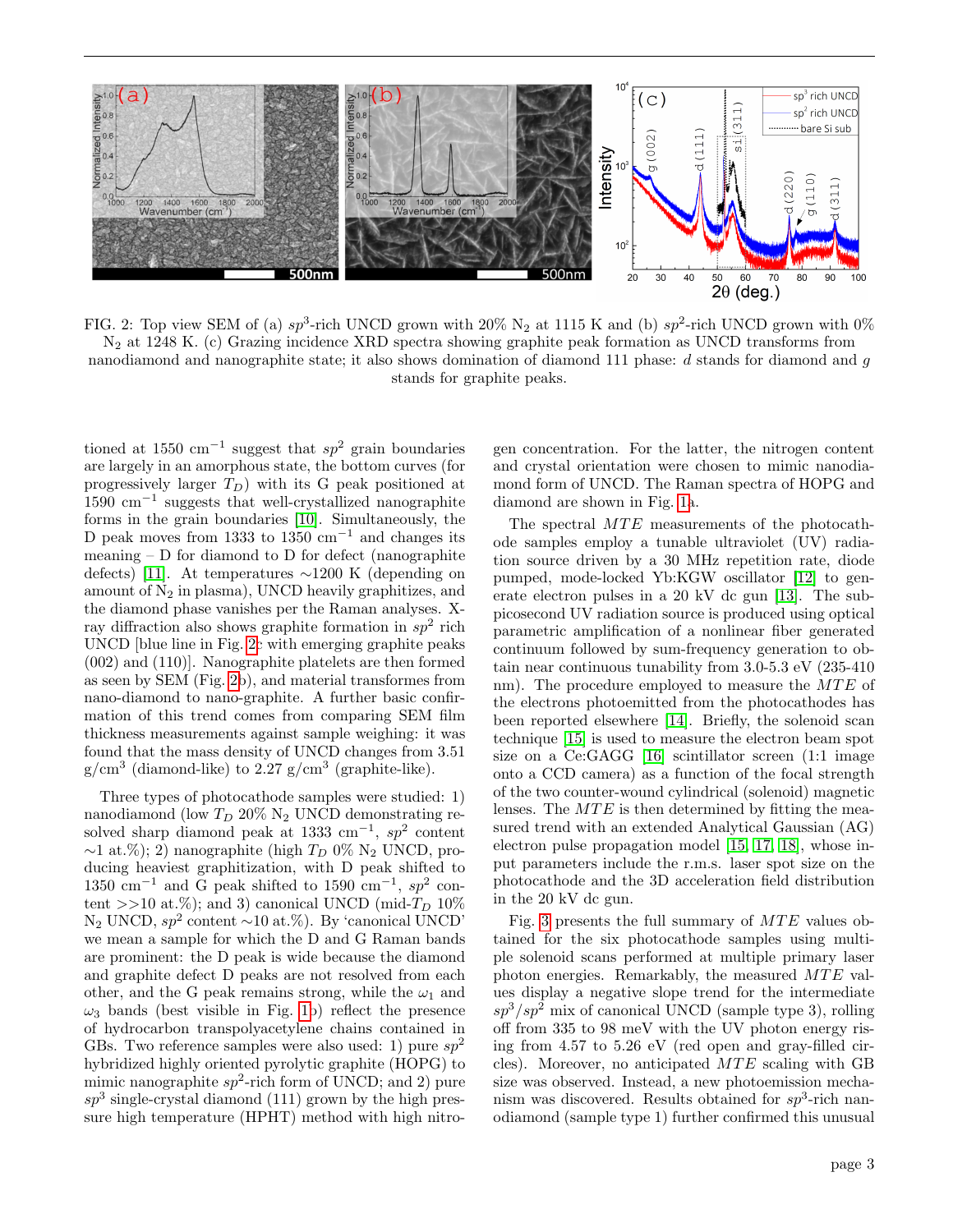FIG. 2: Top view SEM of (a) $sp^3$-rich UNCD grown with 20% $N_2$ at 1115 K and (b) $sp^2$-rich UNCD grown with 0% $N_2$ at 1248 K. (c) Grazing incidence XRD spectra showing graphite peak formation as UNCD transforms from nanodiamond and nanographite state; it also shows domination of diamond 111 phase: $d$ stands for diamond and $g$ stands for graphite peaks.

tioned at 1550 cm$^{-1}$ suggest that $sp^2$ grain boundaries are largely in an amorphous state, the bottom curves (for progressively larger $T_D$) with its G peak positioned at 1590 cm$^{-1}$ suggests that well-crystallized nanographite forms in the grain boundaries [10]. Simultaneously, the D peak moves from 1333 to 1350 cm$^{-1}$ and changes its meaning – D for diamond to D for defect (nanographite defects) [11]. At temperatures ∼1200 K (depending on amount of $N_2$ in plasma), UNCD heavily graphitizes, and the diamond phase vanishes per the Raman analyses. X-ray diffraction also shows graphite formation in $sp^2$ rich UNCD [blue line in Fig. 2c with emerging graphite peaks (002) and (110)]. Nanographite platelets are then formed as seen by SEM (Fig. 2b), and material transformes from nano-diamond to nano-graphite. A further basic confirmation of this trend comes from comparing SEM film thickness measurements against sample weighing: it was found that the mass density of UNCD changes from 3.51 g/cm$^3$ (diamond-like) to 2.27 g/cm$^3$ (graphite-like).

Three types of photocathode samples were studied: 1) nanodiamond (low $T_D$ 20% $N_2$ UNCD demonstrating resolved sharp diamond peak at 1333 cm$^{-1}$, $sp^2$ content ∼1 at.%); 2) nanographite (high $T_D$ 0% $N_2$ UNCD, producing heaviest graphitization, with D peak shifted to 1350 cm$^{-1}$ and G peak shifted to 1590 cm$^{-1}$, $sp^2$ content >>10 at.%); and 3) canonical UNCD (mid-$T_D$ 10% $N_2$ UNCD, $sp^2$ content ∼10 at.%). By 'canonical UNCD' we mean a sample for which the D and G Raman bands are prominent: the D peak is wide because the diamond and graphite defect D peaks are not resolved from each other, and the G peak remains strong, while the $\omega_1$ and $\omega_3$ bands (best visible in Fig. 1b) reflect the presence of hydrocarbon transpolyacetylene chains contained in GBs. Two reference samples were also used: 1) pure $sp^2$ hybridized highly oriented pyrolytic graphite (HOPG) to mimic nanographite $sp^2$-rich form of UNCD; and 2) pure $sp^3$ single-crystal diamond (111) grown by the high pressure high temperature (HPHT) method with high nitrogen concentration. For the latter, the nitrogen content and crystal orientation were chosen to mimic nanodiamond form of UNCD. The Raman spectra of HOPG and diamond are shown in Fig. 1a.

The spectral $MTE$ measurements of the photocathode samples employ a tunable ultraviolet (UV) radiation source driven by a 30 MHz repetition rate, diode pumped, mode-locked Yb:KGW oscillator [12] to generate electron pulses in a 20 kV dc gun [13]. The sub-picosecond UV radiation source is produced using optical parametric amplification of a nonlinear fiber generated continuum followed by sum-frequency generation to obtain near continuous tunability from 3.0-5.3 eV (235-410 nm). The procedure employed to measure the $MTE$ of the electrons photoemitted from the photocathodes has been reported elsewhere [14]. Briefly, the solenoid scan technique [15] is used to measure the electron beam spot size on a Ce:GAGG [16] scintillator screen (1:1 image onto a CCD camera) as a function of the focal strength of the two counter-wound cylindrical (solenoid) magnetic lenses. The $MTE$ is then determined by fitting the measured trend with an extended Analytical Gaussian (AG) electron pulse propagation model [15, 17, 18], whose input parameters include the r.m.s. laser spot size on the photocathode and the 3D acceleration field distribution in the 20 kV dc gun.

Fig. 3 presents the full summary of $MTE$ values obtained for the six photocathode samples using multiple solenoid scans performed at multiple primary laser photon energies. Remarkably, the measured $MTE$ values display a negative slope trend for the intermediate $sp^3/sp^2$ mix of canonical UNCD (sample type 3), rolling off from 335 to 98 meV with the UV photon energy rising from 4.57 to 5.26 eV (red open and gray-filled circles). Moreover, no anticipated $MTE$ scaling with GB size was observed. Instead, a new photoemission mechanism was discovered. Results obtained for $sp^3$-rich nanodiamond (sample type 1) further confirmed this unusual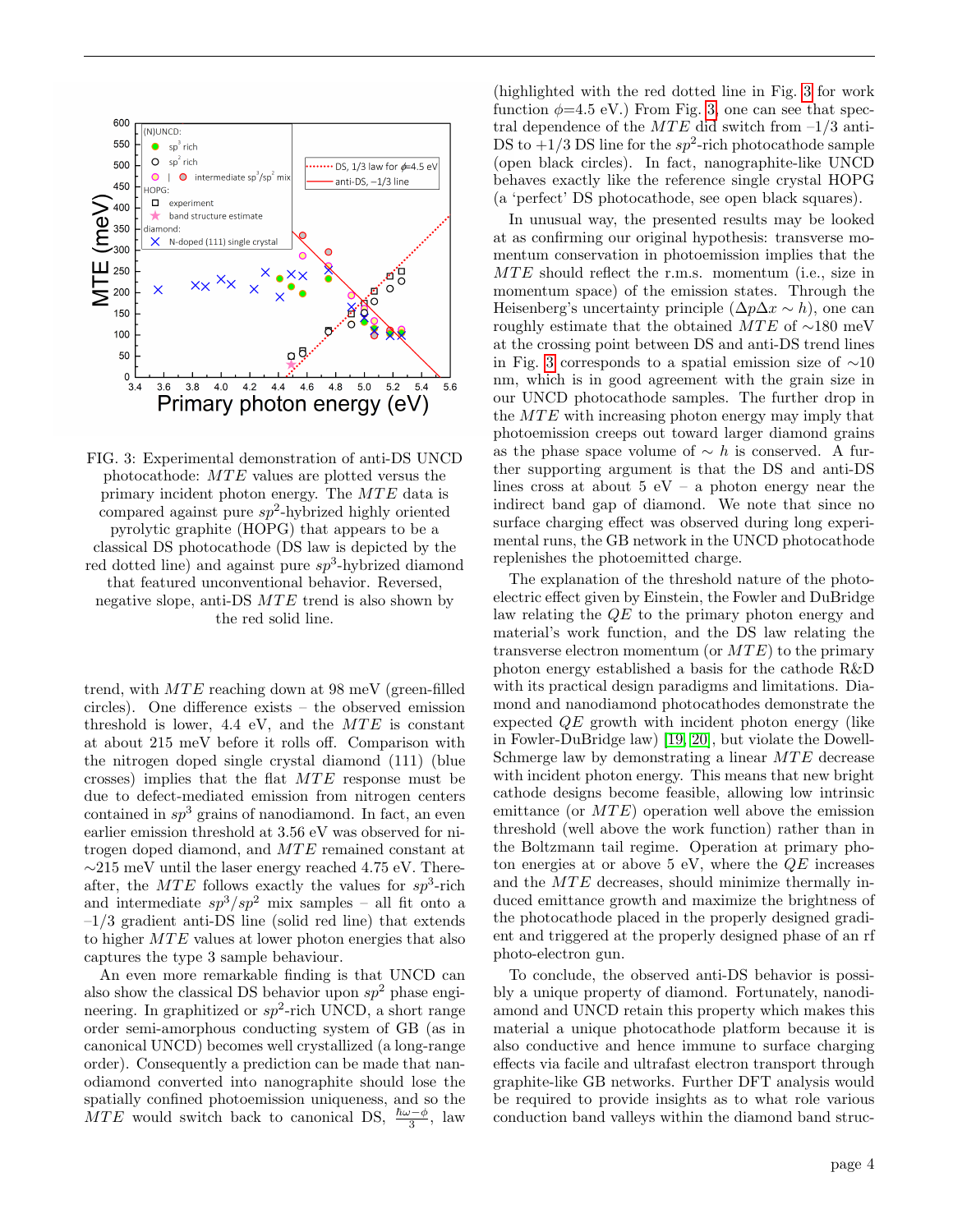FIG. 3: Experimental demonstration of anti-DS UNCD photocathode: $MTE$ values are plotted versus the primary incident photon energy. The $MTE$ data is compared against pure $sp^2$-hybrized highly oriented pyrolytic graphite (HOPG) that appears to be a classical DS photocathode (DS law is depicted by the red dotted line) and against pure $sp^3$-hybrized diamond that featured unconventional behavior. Reversed, negative slope, anti-DS $MTE$ trend is also shown by the red solid line.

trend, with $MTE$ reaching down at 98 meV (green-filled circles). One difference exists – the observed emission threshold is lower, 4.4 eV, and the $MTE$ is constant at about 215 meV before it rolls off. Comparison with the nitrogen doped single crystal diamond (111) (blue crosses) implies that the flat $MTE$ response must be due to defect-mediated emission from nitrogen centers contained in $sp^3$ grains of nanodiamond. In fact, an even earlier emission threshold at 3.56 eV was observed for nitrogen doped diamond, and $MTE$ remained constant at ∼215 meV until the laser energy reached 4.75 eV. Thereafter, the $MTE$ follows exactly the values for $sp^3$-rich and intermediate $sp^3/sp^2$ mix samples – all fit onto a –1/3 gradient anti-DS line (solid red line) that extends to higher $MTE$ values at lower photon energies that also captures the type 3 sample behaviour.

An even more remarkable finding is that UNCD can also show the classical DS behavior upon $sp^2$ phase engineering. In graphitized or $sp^2$-rich UNCD, a short range order semi-amorphous conducting system of GB (as in canonical UNCD) becomes well crystallized (a long-range order). Consequently a prediction can be made that nanodiamond converted into nanographite should lose the spatially confined photoemission uniqueness, and so the $MTE$ would switch back to canonical DS, $\frac{\hbar\omega-\phi}{3}$, law (highlighted with the red dotted line in Fig. 3 for work function $\phi$=4.5 eV.) From Fig. 3, one can see that spectral dependence of the $MTE$ did switch from –1/3 anti-DS to +1/3 DS line for the $sp^2$-rich photocathode sample (open black circles). In fact, nanographite-like UNCD behaves exactly like the reference single crystal HOPG (a 'perfect' DS photocathode, see open black squares).

In unusual way, the presented results may be looked at as confirming our original hypothesis: transverse momentum conservation in photoemission implies that the $MTE$ should reflect the r.m.s. momentum (i.e., size in momentum space) of the emission states. Through the Heisenberg's uncertainty principle ($\Delta p \Delta x \sim h$), one can roughly estimate that the obtained $MTE$ of ∼180 meV at the crossing point between DS and anti-DS trend lines in Fig. 3 corresponds to a spatial emission size of ∼10 nm, which is in good agreement with the grain size in our UNCD photocathode samples. The further drop in the $MTE$ with increasing photon energy may imply that photoemission creeps out toward larger diamond grains as the phase space volume of $\sim h$ is conserved. A further supporting argument is that the DS and anti-DS lines cross at about 5 eV – a photon energy near the indirect band gap of diamond. We note that since no surface charging effect was observed during long experimental runs, the GB network in the UNCD photocathode replenishes the photoemitted charge.

The explanation of the threshold nature of the photoelectric effect given by Einstein, the Fowler and DuBridge law relating the $QE$ to the primary photon energy and material's work function, and the DS law relating the transverse electron momentum (or $MTE$) to the primary photon energy established a basis for the cathode R&D with its practical design paradigms and limitations. Diamond and nanodiamond photocathodes demonstrate the expected $QE$ growth with incident photon energy (like in Fowler-DuBridge law) [19, 20], but violate the Dowell-Schmerge law by demonstrating a linear $MTE$ decrease with incident photon energy. This means that new bright cathode designs become feasible, allowing low intrinsic emittance (or $MTE$) operation well above the emission threshold (well above the work function) rather than in the Boltzmann tail regime. Operation at primary photon energies at or above 5 eV, where the $QE$ increases and the $MTE$ decreases, should minimize thermally induced emittance growth and maximize the brightness of the photocathode placed in the properly designed gradient and triggered at the properly designed phase of an rf photo-electron gun.

To conclude, the observed anti-DS behavior is possibly a unique property of diamond. Fortunately, nanodiamond and UNCD retain this property which makes this material a unique photocathode platform because it is also conductive and hence immune to surface charging effects via facile and ultrafast electron transport through graphite-like GB networks. Further DFT analysis would be required to provide insights as to what role various conduction band valleys within the diamond band struc-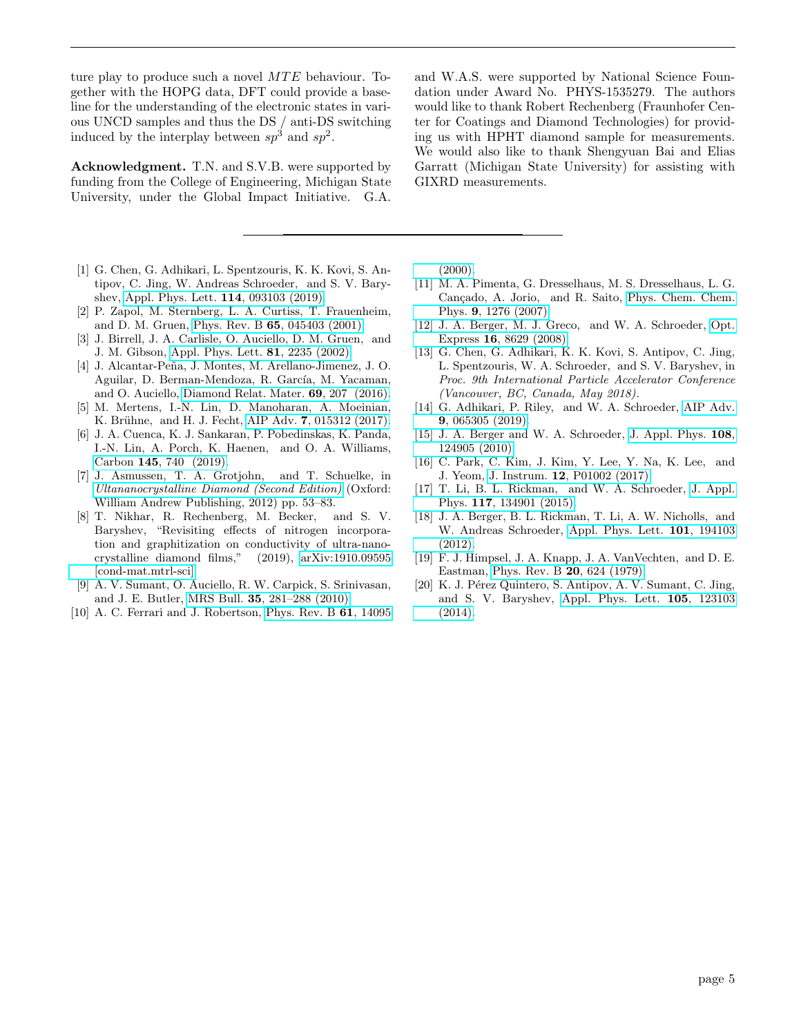ture play to produce such a novel *MTE* behaviour. Together with the HOPG data, DFT could provide a baseline for the understanding of the electronic states in various UNCD samples and thus the DS / anti-DS switching induced by the interplay between $sp^3$ and $sp^2$.

**Acknowledgment.** T.N. and S.V.B. were supported by funding from the College of Engineering, Michigan State University, under the Global Impact Initiative. G.A. and W.A.S. were supported by National Science Foundation under Award No. PHYS-1535279. The authors would like to thank Robert Rechenberg (Fraunhofer Center for Coatings and Diamond Technologies) for providing us with HPHT diamond sample for measurements. We would also like to thank Shengyuan Bai and Elias Garratt (Michigan State University) for assisting with GIXRD measurements.

---

[1] G. Chen, G. Adhikari, L. Spentzouris, K. K. Kovi, S. Antipov, C. Jing, W. Andreas Schroeder, and S. V. Baryshev, Appl. Phys. Lett. **114**, 093103 (2019).

[2] P. Zapol, M. Sternberg, L. A. Curtiss, T. Frauenheim, and D. M. Gruen, Phys. Rev. B **65**, 045403 (2001).

[3] J. Birrell, J. A. Carlisle, O. Auciello, D. M. Gruen, and J. M. Gibson, Appl. Phys. Lett. **81**, 2235 (2002).

[4] J. Alcantar-Peña, J. Montes, M. Arellano-Jimenez, J. O. Aguilar, D. Berman-Mendoza, R. García, M. Yacaman, and O. Auciello, Diamond Relat. Mater. **69**, 207 (2016).

[5] M. Mertens, I.-N. Lin, D. Manoharan, A. Moeinian, K. Brühne, and H. J. Fecht, AIP Adv. **7**, 015312 (2017).

[6] J. A. Cuenca, K. J. Sankaran, P. Pobedinskas, K. Panda, I.-N. Lin, A. Porch, K. Haenen, and O. A. Williams, Carbon **145**, 740 (2019).

[7] J. Asmussen, T. A. Grotjohn, and T. Schuelke, in *Ultananocrystalline Diamond (Second Edition)* (Oxford: William Andrew Publishing, 2012) pp. 53–83.

[8] T. Nikhar, R. Rechenberg, M. Becker, and S. V. Baryshev, "Revisiting effects of nitrogen incorporation and graphitization on conductivity of ultra-nanocrystalline diamond films," (2019), arXiv:1910.09595 [cond-mat.mtrl-sci].

[9] A. V. Sumant, O. Auciello, R. W. Carpick, S. Srinivasan, and J. E. Butler, MRS Bull. **35**, 281–288 (2010).

[10] A. C. Ferrari and J. Robertson, Phys. Rev. B **61**, 14095 (2000).

[11] M. A. Pimenta, G. Dresselhaus, M. S. Dresselhaus, L. G. Cançado, A. Jorio, and R. Saito, Phys. Chem. Chem. Phys. **9**, 1276 (2007).

[12] J. A. Berger, M. J. Greco, and W. A. Schroeder, Opt. Express **16**, 8629 (2008).

[13] G. Chen, G. Adhikari, K. K. Kovi, S. Antipov, C. Jing, L. Spentzouris, W. A. Schroeder, and S. V. Baryshev, in *Proc. 9th International Particle Accelerator Conference (Vancouver, BC, Canada, May 2018)*.

[14] G. Adhikari, P. Riley, and W. A. Schroeder, AIP Adv. **9**, 065305 (2019).

[15] J. A. Berger and W. A. Schroeder, J. Appl. Phys. **108**, 124905 (2010).

[16] C. Park, C. Kim, J. Kim, Y. Lee, Y. Na, K. Lee, and J. Yeom, J. Instrum. **12**, P01002 (2017).

[17] T. Li, B. L. Rickman, and W. A. Schroeder, J. Appl. Phys. **117**, 134901 (2015).

[18] J. A. Berger, B. L. Rickman, T. Li, A. W. Nicholls, and W. Andreas Schroeder, Appl. Phys. Lett. **101**, 194103 (2012).

[19] F. J. Himpsel, J. A. Knapp, J. A. VanVechten, and D. E. Eastman, Phys. Rev. B **20**, 624 (1979).

[20] K. J. Pérez Quintero, S. Antipov, A. V. Sumant, C. Jing, and S. V. Baryshev, Appl. Phys. Lett. **105**, 123103 (2014).